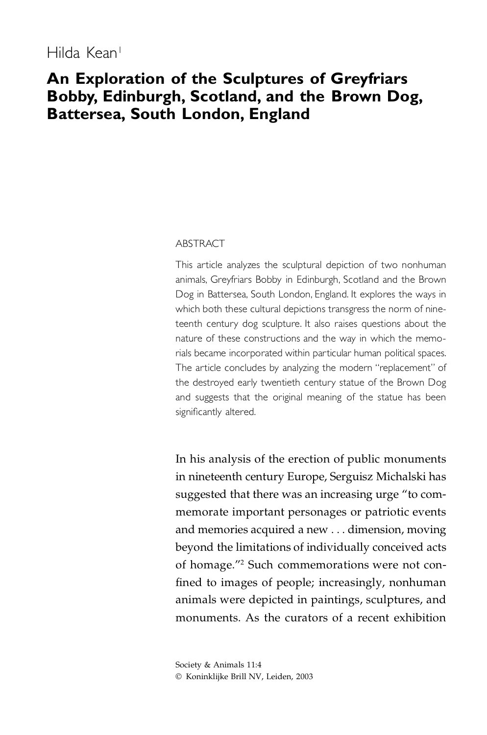Hilda Kean[1]

# An Exploration of the Sculptures of Greyfriars Bobby, Edinburgh, Scotland, and the Brown Dog, Battersea, South London, England

ABSTRACT

This article analyzes the sculptural depiction of two nonhuman animals, Greyfriars Bobby in Edinburgh, Scotland and the Brown Dog in Battersea, South London, England. It explores the ways in which both these cultural depictions transgress the norm of nineteenth century dog sculpture. It also raises questions about the nature of these constructions and the way in which the memorials became incorporated within particular human political spaces. The article concludes by analyzing the modern "replacement" of the destroyed early twentieth century statue of the Brown Dog and suggests that the original meaning of the statue has been significantly altered.

In his analysis of the erection of public monuments in nineteenth century Europe, Serguisz Michalski has suggested that there was an increasing urge "to commemorate important personages or patriotic events and memories acquired a new . . . dimension, moving beyond the limitations of individually conceived acts of homage."[2] Such commemorations were not confined to images of people; increasingly, nonhuman animals were depicted in paintings, sculptures, and monuments. As the curators of a recent exhibition

Society & Animals 11:4
© Koninklijke Brill NV, Leiden, 2003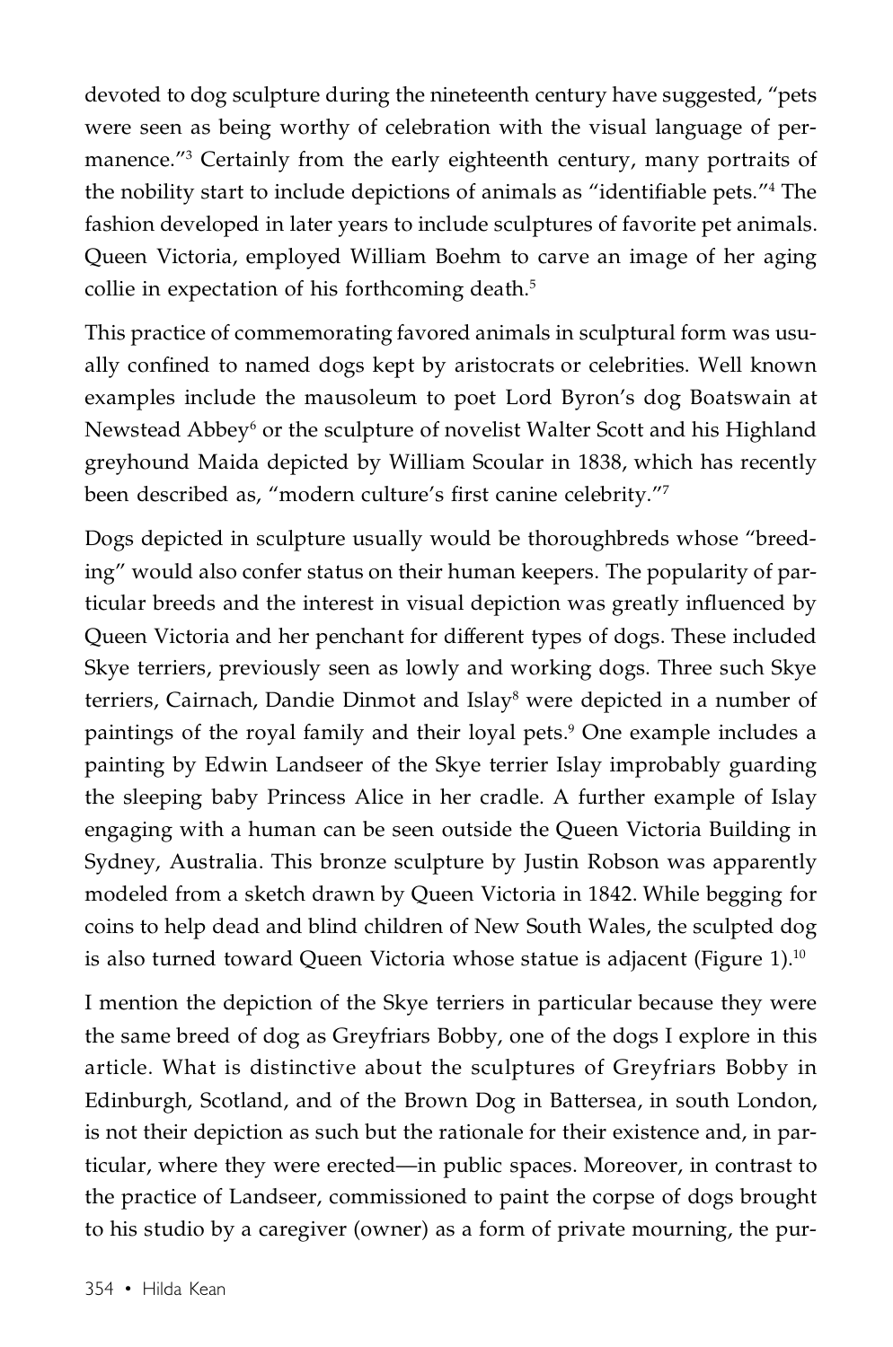devoted to dog sculpture during the nineteenth century have suggested, "pets were seen as being worthy of celebration with the visual language of permanence."[3] Certainly from the early eighteenth century, many portraits of the nobility start to include depictions of animals as "identifiable pets."[4] The fashion developed in later years to include sculptures of favorite pet animals. Queen Victoria, employed William Boehm to carve an image of her aging collie in expectation of his forthcoming death.[5]

This practice of commemorating favored animals in sculptural form was usually confined to named dogs kept by aristocrats or celebrities. Well known examples include the mausoleum to poet Lord Byron's dog Boatswain at Newstead Abbey[6] or the sculpture of novelist Walter Scott and his Highland greyhound Maida depicted by William Scoular in 1838, which has recently been described as, "modern culture's first canine celebrity."[7]

Dogs depicted in sculpture usually would be thoroughbreds whose "breeding" would also confer status on their human keepers. The popularity of particular breeds and the interest in visual depiction was greatly influenced by Queen Victoria and her penchant for different types of dogs. These included Skye terriers, previously seen as lowly and working dogs. Three such Skye terriers, Cairnach, Dandie Dinmot and Islay[8] were depicted in a number of paintings of the royal family and their loyal pets.[9] One example includes a painting by Edwin Landseer of the Skye terrier Islay improbably guarding the sleeping baby Princess Alice in her cradle. A further example of Islay engaging with a human can be seen outside the Queen Victoria Building in Sydney, Australia. This bronze sculpture by Justin Robson was apparently modeled from a sketch drawn by Queen Victoria in 1842. While begging for coins to help dead and blind children of New South Wales, the sculpted dog is also turned toward Queen Victoria whose statue is adjacent (Figure 1).[10]

I mention the depiction of the Skye terriers in particular because they were the same breed of dog as Greyfriars Bobby, one of the dogs I explore in this article. What is distinctive about the sculptures of Greyfriars Bobby in Edinburgh, Scotland, and of the Brown Dog in Battersea, in south London, is not their depiction as such but the rationale for their existence and, in particular, where they were erected—in public spaces. Moreover, in contrast to the practice of Landseer, commissioned to paint the corpse of dogs brought to his studio by a caregiver (owner) as a form of private mourning, the pur-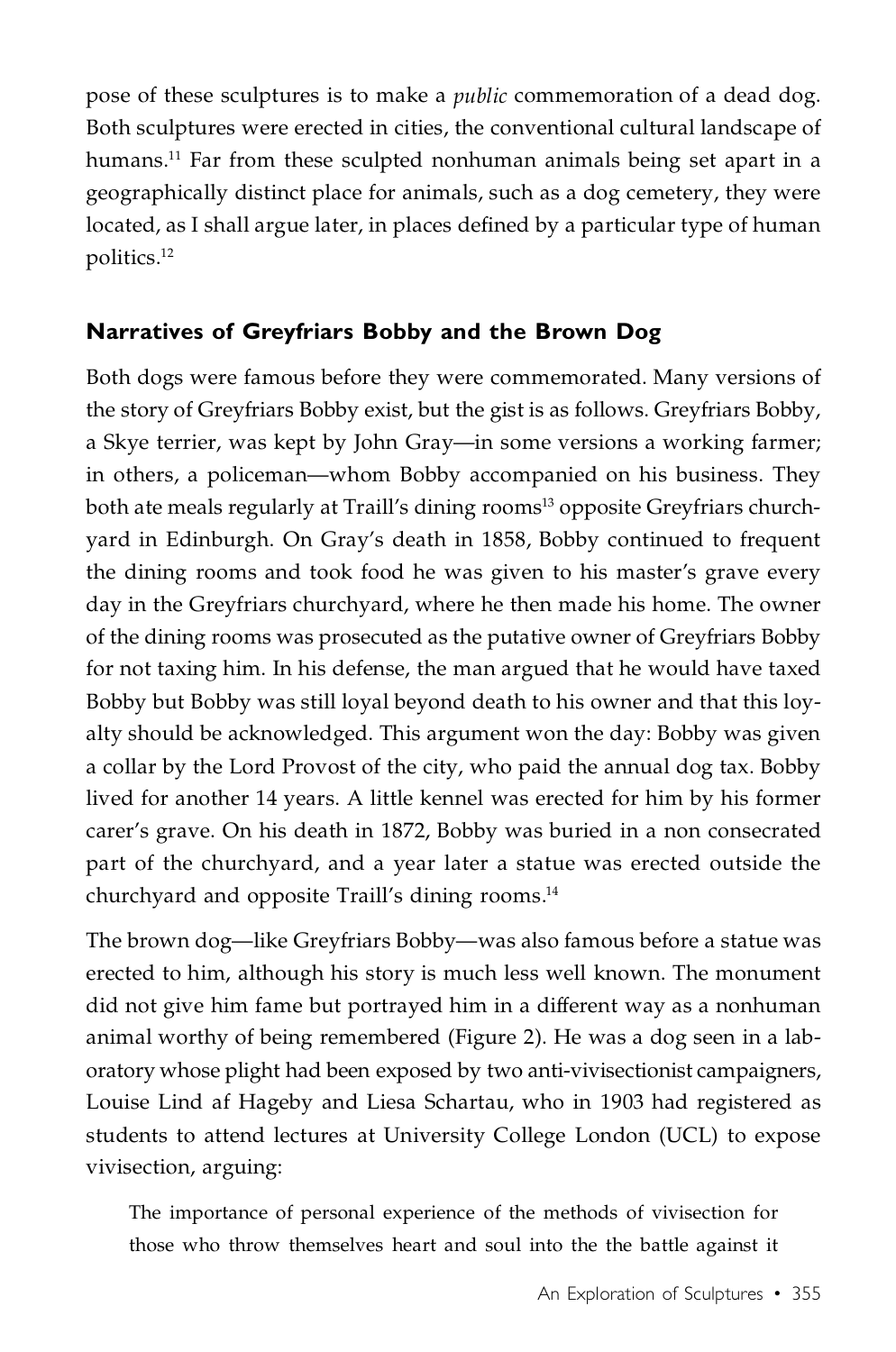pose of these sculptures is to make a *public* commemoration of a dead dog. Both sculptures were erected in cities, the conventional cultural landscape of humans.[11] Far from these sculpted nonhuman animals being set apart in a geographically distinct place for animals, such as a dog cemetery, they were located, as I shall argue later, in places defined by a particular type of human politics.[12]

## Narratives of Greyfriars Bobby and the Brown Dog

Both dogs were famous before they were commemorated. Many versions of the story of Greyfriars Bobby exist, but the gist is as follows. Greyfriars Bobby, a Skye terrier, was kept by John Gray—in some versions a working farmer; in others, a policeman—whom Bobby accompanied on his business. They both ate meals regularly at Traill's dining rooms[13] opposite Greyfriars churchyard in Edinburgh. On Gray's death in 1858, Bobby continued to frequent the dining rooms and took food he was given to his master's grave every day in the Greyfriars churchyard, where he then made his home. The owner of the dining rooms was prosecuted as the putative owner of Greyfriars Bobby for not taxing him. In his defense, the man argued that he would have taxed Bobby but Bobby was still loyal beyond death to his owner and that this loyalty should be acknowledged. This argument won the day: Bobby was given a collar by the Lord Provost of the city, who paid the annual dog tax. Bobby lived for another 14 years. A little kennel was erected for him by his former carer's grave. On his death in 1872, Bobby was buried in a non consecrated part of the churchyard, and a year later a statue was erected outside the churchyard and opposite Traill's dining rooms.[14]

The brown dog—like Greyfriars Bobby—was also famous before a statue was erected to him, although his story is much less well known. The monument did not give him fame but portrayed him in a different way as a nonhuman animal worthy of being remembered (Figure 2). He was a dog seen in a laboratory whose plight had been exposed by two anti-vivisectionist campaigners, Louise Lind af Hageby and Liesa Schartau, who in 1903 had registered as students to attend lectures at University College London (UCL) to expose vivisection, arguing:

> The importance of personal experience of the methods of vivisection for those who throw themselves heart and soul into the the battle against it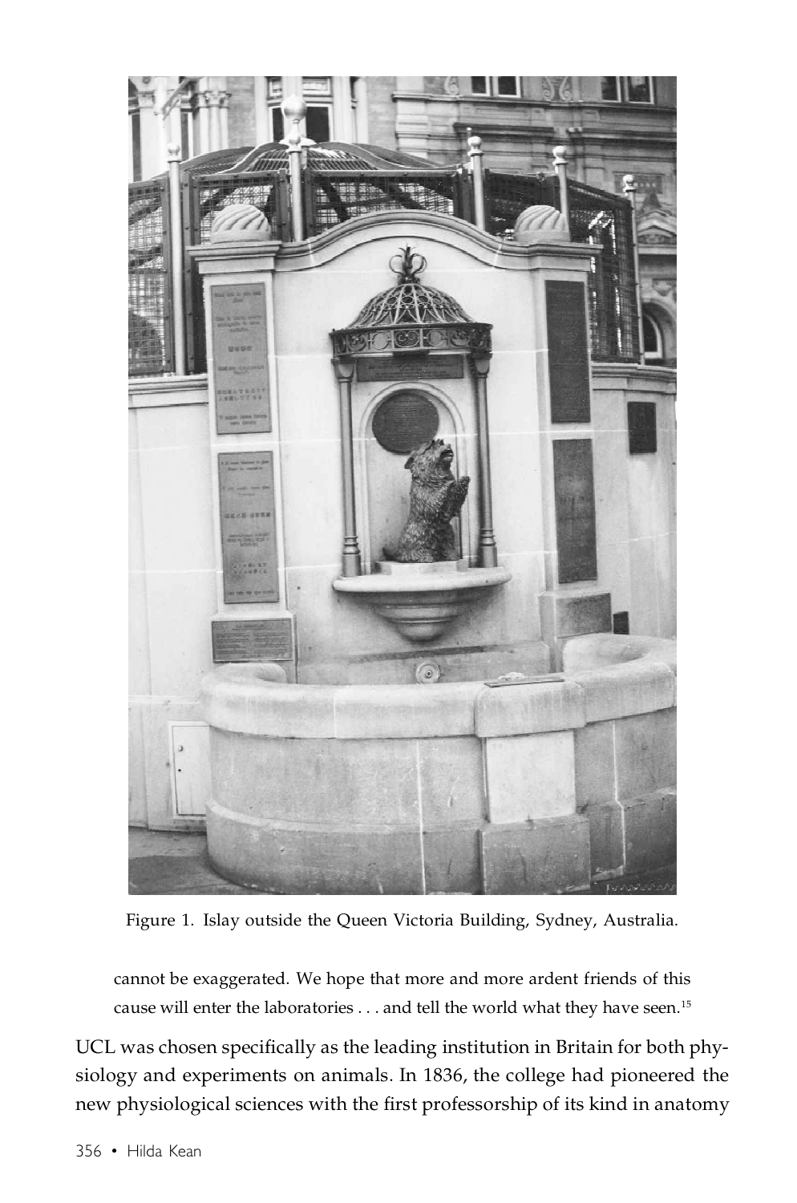Figure 1. Islay outside the Queen Victoria Building, Sydney, Australia.

> cannot be exaggerated. We hope that more and more ardent friends of this cause will enter the laboratories . . . and tell the world what they have seen.[15]

UCL was chosen specifically as the leading institution in Britain for both physiology and experiments on animals. In 1836, the college had pioneered the new physiological sciences with the first professorship of its kind in anatomy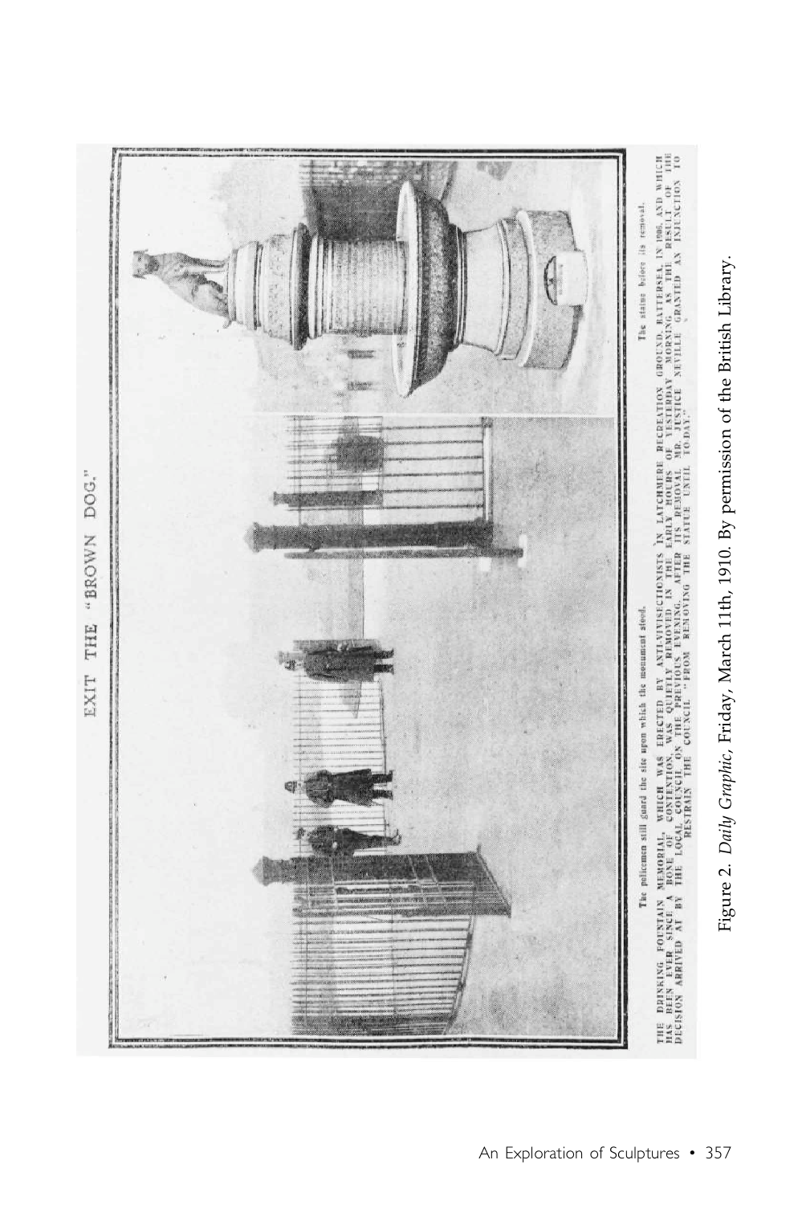Figure 2. *Daily Graphic*, Friday, March 11th, 1910. By permission of the British Library.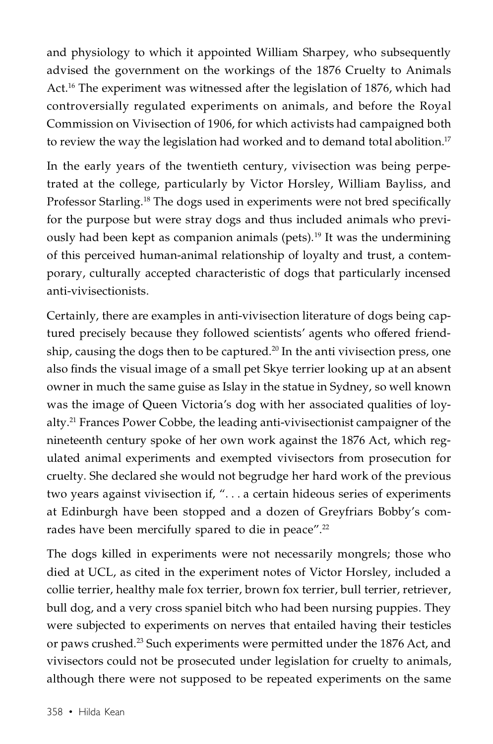and physiology to which it appointed William Sharpey, who subsequently advised the government on the workings of the 1876 Cruelty to Animals Act.[16] The experiment was witnessed after the legislation of 1876, which had controversially regulated experiments on animals, and before the Royal Commission on Vivisection of 1906, for which activists had campaigned both to review the way the legislation had worked and to demand total abolition.[17]

In the early years of the twentieth century, vivisection was being perpetrated at the college, particularly by Victor Horsley, William Bayliss, and Professor Starling.[18] The dogs used in experiments were not bred specifically for the purpose but were stray dogs and thus included animals who previously had been kept as companion animals (pets).[19] It was the undermining of this perceived human-animal relationship of loyalty and trust, a contemporary, culturally accepted characteristic of dogs that particularly incensed anti-vivisectionists.

Certainly, there are examples in anti-vivisection literature of dogs being captured precisely because they followed scientists' agents who offered friendship, causing the dogs then to be captured.[20] In the anti vivisection press, one also finds the visual image of a small pet Skye terrier looking up at an absent owner in much the same guise as Islay in the statue in Sydney, so well known was the image of Queen Victoria's dog with her associated qualities of loyalty.[21] Frances Power Cobbe, the leading anti-vivisectionist campaigner of the nineteenth century spoke of her own work against the 1876 Act, which regulated animal experiments and exempted vivisectors from prosecution for cruelty. She declared she would not begrudge her hard work of the previous two years against vivisection if, ". . . a certain hideous series of experiments at Edinburgh have been stopped and a dozen of Greyfriars Bobby's comrades have been mercifully spared to die in peace".[22]

The dogs killed in experiments were not necessarily mongrels; those who died at UCL, as cited in the experiment notes of Victor Horsley, included a collie terrier, healthy male fox terrier, brown fox terrier, bull terrier, retriever, bull dog, and a very cross spaniel bitch who had been nursing puppies. They were subjected to experiments on nerves that entailed having their testicles or paws crushed.[23] Such experiments were permitted under the 1876 Act, and vivisectors could not be prosecuted under legislation for cruelty to animals, although there were not supposed to be repeated experiments on the same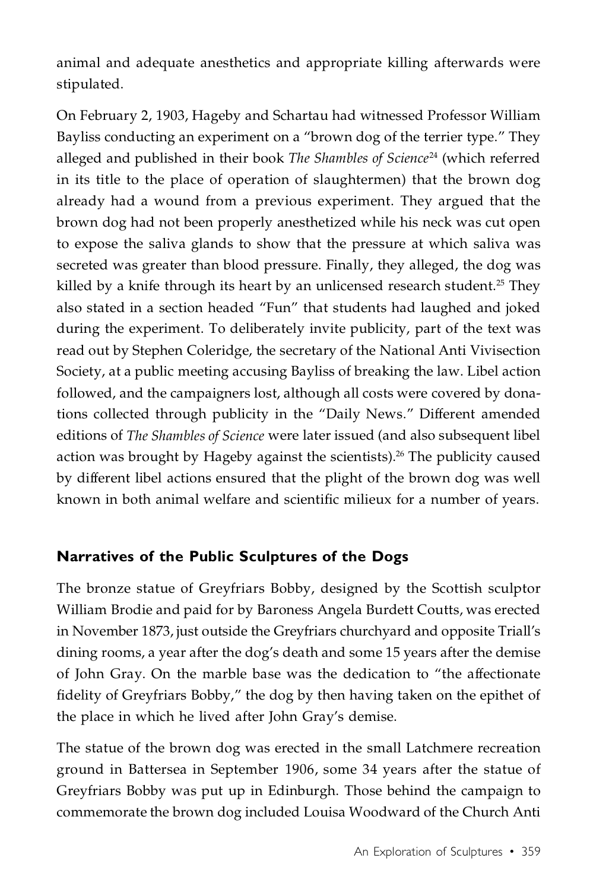animal and adequate anesthetics and appropriate killing afterwards were stipulated.

On February 2, 1903, Hageby and Schartau had witnessed Professor William Bayliss conducting an experiment on a "brown dog of the terrier type." They alleged and published in their book *The Shambles of Science*[24] (which referred in its title to the place of operation of slaughtermen) that the brown dog already had a wound from a previous experiment. They argued that the brown dog had not been properly anesthetized while his neck was cut open to expose the saliva glands to show that the pressure at which saliva was secreted was greater than blood pressure. Finally, they alleged, the dog was killed by a knife through its heart by an unlicensed research student.[25] They also stated in a section headed "Fun" that students had laughed and joked during the experiment. To deliberately invite publicity, part of the text was read out by Stephen Coleridge, the secretary of the National Anti Vivisection Society, at a public meeting accusing Bayliss of breaking the law. Libel action followed, and the campaigners lost, although all costs were covered by donations collected through publicity in the "Daily News." Different amended editions of *The Shambles of Science* were later issued (and also subsequent libel action was brought by Hageby against the scientists).[26] The publicity caused by different libel actions ensured that the plight of the brown dog was well known in both animal welfare and scientific milieux for a number of years.

## Narratives of the Public Sculptures of the Dogs

The bronze statue of Greyfriars Bobby, designed by the Scottish sculptor William Brodie and paid for by Baroness Angela Burdett Coutts, was erected in November 1873, just outside the Greyfriars churchyard and opposite Triall's dining rooms, a year after the dog's death and some 15 years after the demise of John Gray. On the marble base was the dedication to "the affectionate fidelity of Greyfriars Bobby," the dog by then having taken on the epithet of the place in which he lived after John Gray's demise.

The statue of the brown dog was erected in the small Latchmere recreation ground in Battersea in September 1906, some 34 years after the statue of Greyfriars Bobby was put up in Edinburgh. Those behind the campaign to commemorate the brown dog included Louisa Woodward of the Church Anti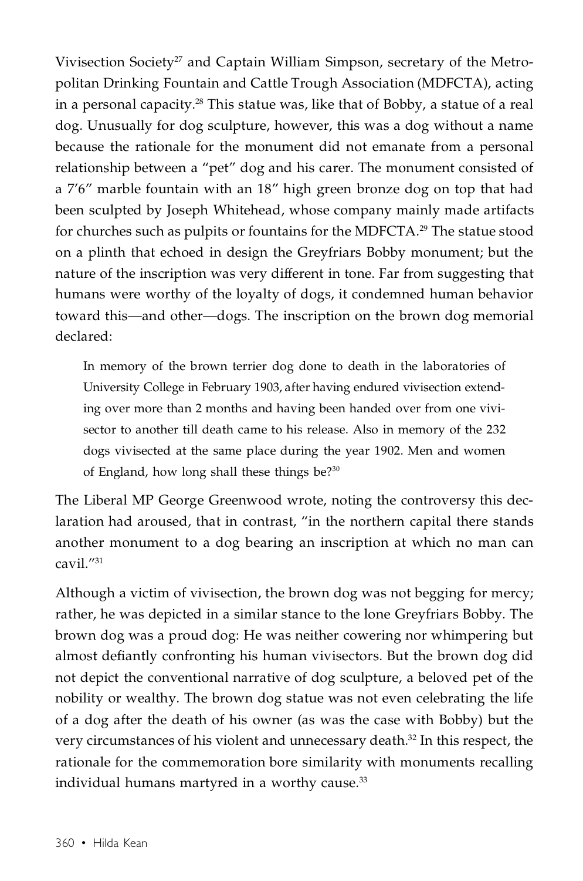Vivisection Society[27] and Captain William Simpson, secretary of the Metropolitan Drinking Fountain and Cattle Trough Association (MDFCTA), acting in a personal capacity.[28] This statue was, like that of Bobby, a statue of a real dog. Unusually for dog sculpture, however, this was a dog without a name because the rationale for the monument did not emanate from a personal relationship between a "pet" dog and his carer. The monument consisted of a 7′6″ marble fountain with an 18″ high green bronze dog on top that had been sculpted by Joseph Whitehead, whose company mainly made artifacts for churches such as pulpits or fountains for the MDFCTA.[29] The statue stood on a plinth that echoed in design the Greyfriars Bobby monument; but the nature of the inscription was very different in tone. Far from suggesting that humans were worthy of the loyalty of dogs, it condemned human behavior toward this—and other—dogs. The inscription on the brown dog memorial declared:

> In memory of the brown terrier dog done to death in the laboratories of University College in February 1903, after having endured vivisection extending over more than 2 months and having been handed over from one vivisector to another till death came to his release. Also in memory of the 232 dogs vivisected at the same place during the year 1902. Men and women of England, how long shall these things be?[30]

The Liberal MP George Greenwood wrote, noting the controversy this declaration had aroused, that in contrast, "in the northern capital there stands another monument to a dog bearing an inscription at which no man can cavil."[31]

Although a victim of vivisection, the brown dog was not begging for mercy; rather, he was depicted in a similar stance to the lone Greyfriars Bobby. The brown dog was a proud dog: He was neither cowering nor whimpering but almost defiantly confronting his human vivisectors. But the brown dog did not depict the conventional narrative of dog sculpture, a beloved pet of the nobility or wealthy. The brown dog statue was not even celebrating the life of a dog after the death of his owner (as was the case with Bobby) but the very circumstances of his violent and unnecessary death.[32] In this respect, the rationale for the commemoration bore similarity with monuments recalling individual humans martyred in a worthy cause.[33]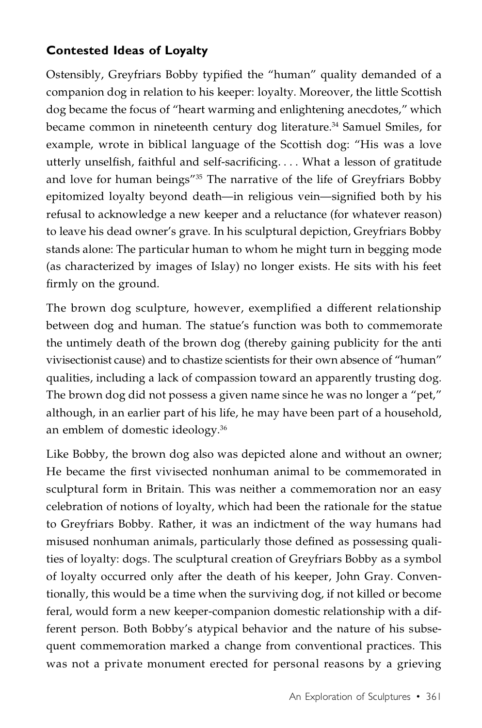## Contested Ideas of Loyalty

Ostensibly, Greyfriars Bobby typified the "human" quality demanded of a companion dog in relation to his keeper: loyalty. Moreover, the little Scottish dog became the focus of "heart warming and enlightening anecdotes," which became common in nineteenth century dog literature.[34] Samuel Smiles, for example, wrote in biblical language of the Scottish dog: "His was a love utterly unselfish, faithful and self-sacrificing. . . . What a lesson of gratitude and love for human beings"[35] The narrative of the life of Greyfriars Bobby epitomized loyalty beyond death—in religious vein—signified both by his refusal to acknowledge a new keeper and a reluctance (for whatever reason) to leave his dead owner's grave. In his sculptural depiction, Greyfriars Bobby stands alone: The particular human to whom he might turn in begging mode (as characterized by images of Islay) no longer exists. He sits with his feet firmly on the ground.

The brown dog sculpture, however, exemplified a different relationship between dog and human. The statue's function was both to commemorate the untimely death of the brown dog (thereby gaining publicity for the anti vivisectionist cause) and to chastize scientists for their own absence of "human" qualities, including a lack of compassion toward an apparently trusting dog. The brown dog did not possess a given name since he was no longer a "pet," although, in an earlier part of his life, he may have been part of a household, an emblem of domestic ideology.[36]

Like Bobby, the brown dog also was depicted alone and without an owner; He became the first vivisected nonhuman animal to be commemorated in sculptural form in Britain. This was neither a commemoration nor an easy celebration of notions of loyalty, which had been the rationale for the statue to Greyfriars Bobby. Rather, it was an indictment of the way humans had misused nonhuman animals, particularly those defined as possessing qualities of loyalty: dogs. The sculptural creation of Greyfriars Bobby as a symbol of loyalty occurred only after the death of his keeper, John Gray. Conventionally, this would be a time when the surviving dog, if not killed or become feral, would form a new keeper-companion domestic relationship with a different person. Both Bobby's atypical behavior and the nature of his subsequent commemoration marked a change from conventional practices. This was not a private monument erected for personal reasons by a grieving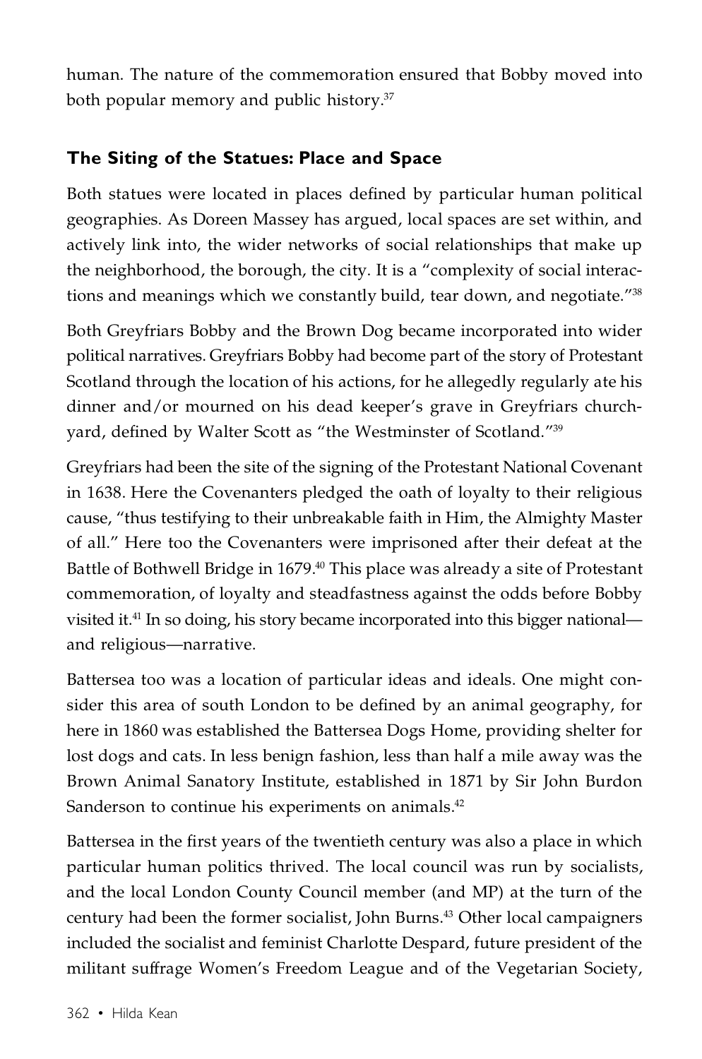human. The nature of the commemoration ensured that Bobby moved into both popular memory and public history.[37]

## The Siting of the Statues: Place and Space

Both statues were located in places defined by particular human political geographies. As Doreen Massey has argued, local spaces are set within, and actively link into, the wider networks of social relationships that make up the neighborhood, the borough, the city. It is a "complexity of social interactions and meanings which we constantly build, tear down, and negotiate."[38]

Both Greyfriars Bobby and the Brown Dog became incorporated into wider political narratives. Greyfriars Bobby had become part of the story of Protestant Scotland through the location of his actions, for he allegedly regularly ate his dinner and/or mourned on his dead keeper's grave in Greyfriars churchyard, defined by Walter Scott as "the Westminster of Scotland."[39]

Greyfriars had been the site of the signing of the Protestant National Covenant in 1638. Here the Covenanters pledged the oath of loyalty to their religious cause, "thus testifying to their unbreakable faith in Him, the Almighty Master of all." Here too the Covenanters were imprisoned after their defeat at the Battle of Bothwell Bridge in 1679.[40] This place was already a site of Protestant commemoration, of loyalty and steadfastness against the odds before Bobby visited it.[41] In so doing, his story became incorporated into this bigger national—and religious—narrative.

Battersea too was a location of particular ideas and ideals. One might consider this area of south London to be defined by an animal geography, for here in 1860 was established the Battersea Dogs Home, providing shelter for lost dogs and cats. In less benign fashion, less than half a mile away was the Brown Animal Sanatory Institute, established in 1871 by Sir John Burdon Sanderson to continue his experiments on animals.[42]

Battersea in the first years of the twentieth century was also a place in which particular human politics thrived. The local council was run by socialists, and the local London County Council member (and MP) at the turn of the century had been the former socialist, John Burns.[43] Other local campaigners included the socialist and feminist Charlotte Despard, future president of the militant suffrage Women's Freedom League and of the Vegetarian Society,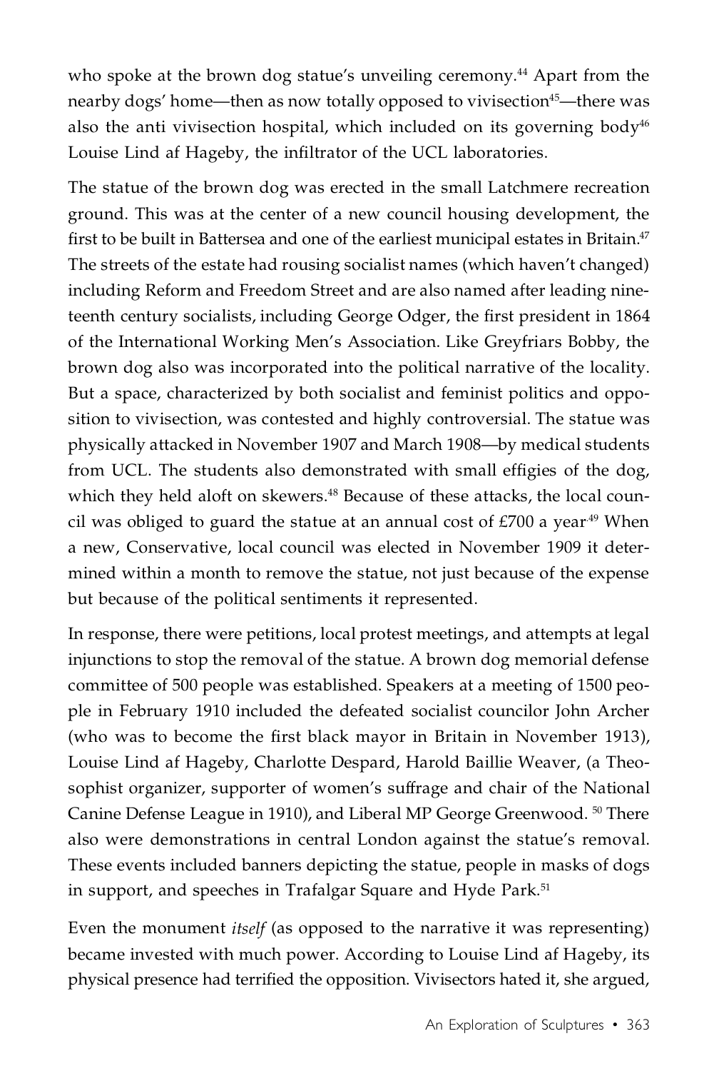who spoke at the brown dog statue's unveiling ceremony.[44] Apart from the nearby dogs' home—then as now totally opposed to vivisection[45]—there was also the anti vivisection hospital, which included on its governing body[46] Louise Lind af Hageby, the infiltrator of the UCL laboratories.

The statue of the brown dog was erected in the small Latchmere recreation ground. This was at the center of a new council housing development, the first to be built in Battersea and one of the earliest municipal estates in Britain.[47] The streets of the estate had rousing socialist names (which haven't changed) including Reform and Freedom Street and are also named after leading nineteenth century socialists, including George Odger, the first president in 1864 of the International Working Men's Association. Like Greyfriars Bobby, the brown dog also was incorporated into the political narrative of the locality. But a space, characterized by both socialist and feminist politics and opposition to vivisection, was contested and highly controversial. The statue was physically attacked in November 1907 and March 1908—by medical students from UCL. The students also demonstrated with small effigies of the dog, which they held aloft on skewers.[48] Because of these attacks, the local council was obliged to guard the statue at an annual cost of £700 a year.[49] When a new, Conservative, local council was elected in November 1909 it determined within a month to remove the statue, not just because of the expense but because of the political sentiments it represented.

In response, there were petitions, local protest meetings, and attempts at legal injunctions to stop the removal of the statue. A brown dog memorial defense committee of 500 people was established. Speakers at a meeting of 1500 people in February 1910 included the defeated socialist councilor John Archer (who was to become the first black mayor in Britain in November 1913), Louise Lind af Hageby, Charlotte Despard, Harold Baillie Weaver, (a Theosophist organizer, supporter of women's suffrage and chair of the National Canine Defense League in 1910), and Liberal MP George Greenwood.[50] There also were demonstrations in central London against the statue's removal. These events included banners depicting the statue, people in masks of dogs in support, and speeches in Trafalgar Square and Hyde Park.[51]

Even the monument *itself* (as opposed to the narrative it was representing) became invested with much power. According to Louise Lind af Hageby, its physical presence had terrified the opposition. Vivisectors hated it, she argued,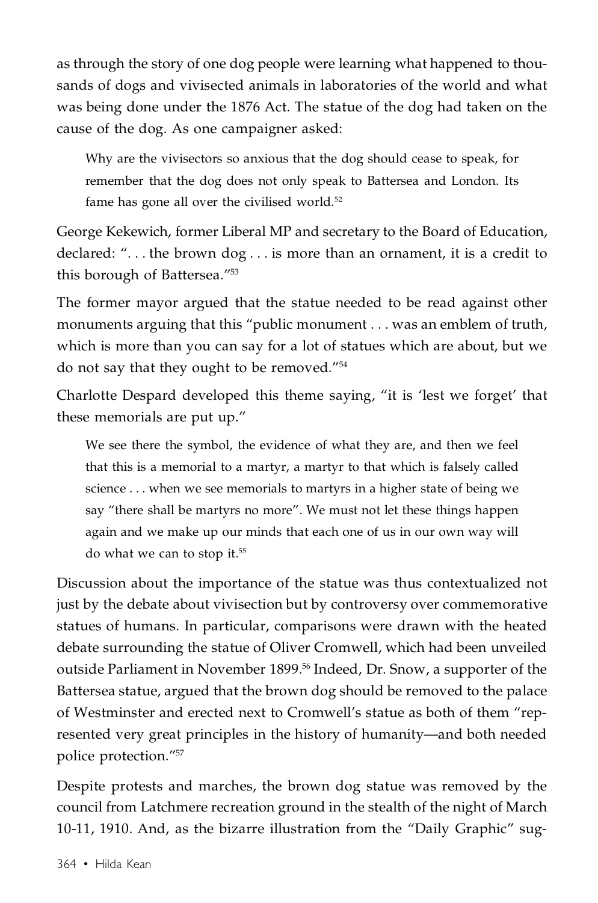as through the story of one dog people were learning what happened to thousands of dogs and vivisected animals in laboratories of the world and what was being done under the 1876 Act. The statue of the dog had taken on the cause of the dog. As one campaigner asked:

> Why are the vivisectors so anxious that the dog should cease to speak, for remember that the dog does not only speak to Battersea and London. Its fame has gone all over the civilised world.[52]

George Kekewich, former Liberal MP and secretary to the Board of Education, declared: ". . . the brown dog . . . is more than an ornament, it is a credit to this borough of Battersea."[53]

The former mayor argued that the statue needed to be read against other monuments arguing that this "public monument . . . was an emblem of truth, which is more than you can say for a lot of statues which are about, but we do not say that they ought to be removed."[54]

Charlotte Despard developed this theme saying, "it is 'lest we forget' that these memorials are put up."

> We see there the symbol, the evidence of what they are, and then we feel that this is a memorial to a martyr, a martyr to that which is falsely called science . . . when we see memorials to martyrs in a higher state of being we say "there shall be martyrs no more". We must not let these things happen again and we make up our minds that each one of us in our own way will do what we can to stop it.[55]

Discussion about the importance of the statue was thus contextualized not just by the debate about vivisection but by controversy over commemorative statues of humans. In particular, comparisons were drawn with the heated debate surrounding the statue of Oliver Cromwell, which had been unveiled outside Parliament in November 1899.[56] Indeed, Dr. Snow, a supporter of the Battersea statue, argued that the brown dog should be removed to the palace of Westminster and erected next to Cromwell's statue as both of them "represented very great principles in the history of humanity—and both needed police protection."[57]

Despite protests and marches, the brown dog statue was removed by the council from Latchmere recreation ground in the stealth of the night of March 10-11, 1910. And, as the bizarre illustration from the "Daily Graphic" sug-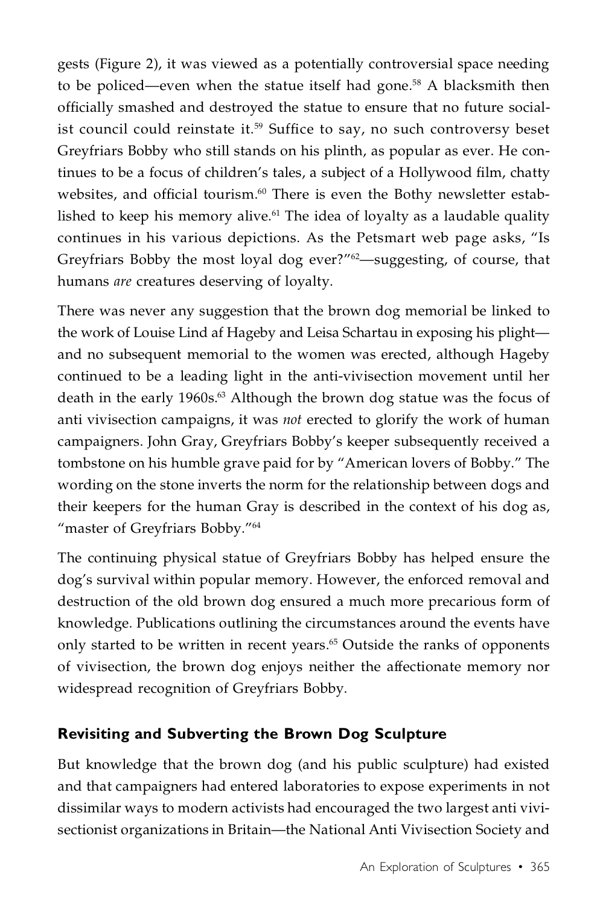gests (Figure 2), it was viewed as a potentially controversial space needing to be policed—even when the statue itself had gone.[58] A blacksmith then officially smashed and destroyed the statue to ensure that no future socialist council could reinstate it.[59] Suffice to say, no such controversy beset Greyfriars Bobby who still stands on his plinth, as popular as ever. He continues to be a focus of children's tales, a subject of a Hollywood film, chatty websites, and official tourism.[60] There is even the Bothy newsletter established to keep his memory alive.[61] The idea of loyalty as a laudable quality continues in his various depictions. As the Petsmart web page asks, "Is Greyfriars Bobby the most loyal dog ever?"[62]—suggesting, of course, that humans *are* creatures deserving of loyalty.

There was never any suggestion that the brown dog memorial be linked to the work of Louise Lind af Hageby and Leisa Schartau in exposing his plight—and no subsequent memorial to the women was erected, although Hageby continued to be a leading light in the anti-vivisection movement until her death in the early 1960s.[63] Although the brown dog statue was the focus of anti vivisection campaigns, it was *not* erected to glorify the work of human campaigners. John Gray, Greyfriars Bobby's keeper subsequently received a tombstone on his humble grave paid for by "American lovers of Bobby." The wording on the stone inverts the norm for the relationship between dogs and their keepers for the human Gray is described in the context of his dog as, "master of Greyfriars Bobby."[64]

The continuing physical statue of Greyfriars Bobby has helped ensure the dog's survival within popular memory. However, the enforced removal and destruction of the old brown dog ensured a much more precarious form of knowledge. Publications outlining the circumstances around the events have only started to be written in recent years.[65] Outside the ranks of opponents of vivisection, the brown dog enjoys neither the affectionate memory nor widespread recognition of Greyfriars Bobby.

## Revisiting and Subverting the Brown Dog Sculpture

But knowledge that the brown dog (and his public sculpture) had existed and that campaigners had entered laboratories to expose experiments in not dissimilar ways to modern activists had encouraged the two largest anti vivisectionist organizations in Britain—the National Anti Vivisection Society and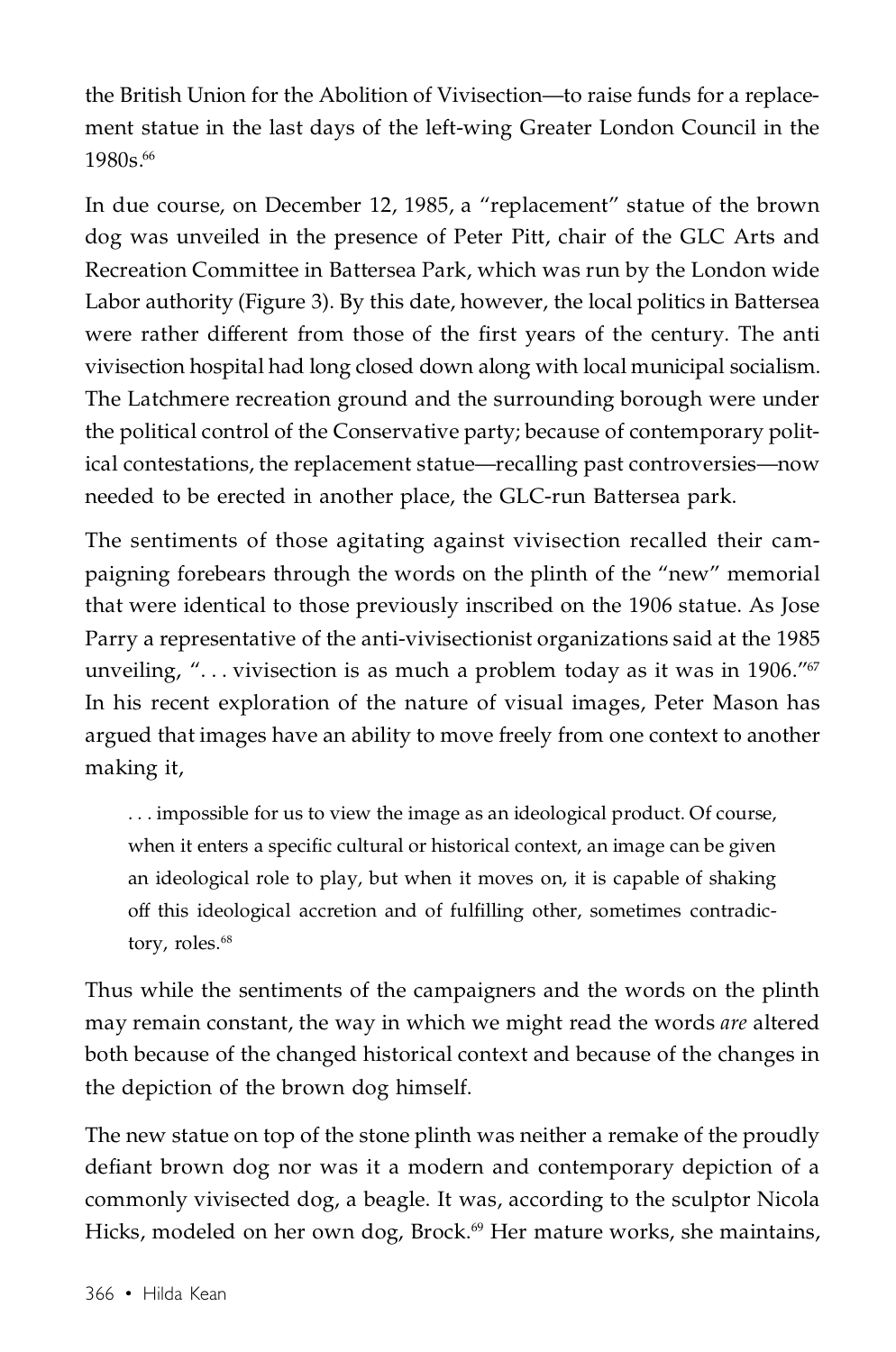the British Union for the Abolition of Vivisection—to raise funds for a replacement statue in the last days of the left-wing Greater London Council in the 1980s.[66]

In due course, on December 12, 1985, a "replacement" statue of the brown dog was unveiled in the presence of Peter Pitt, chair of the GLC Arts and Recreation Committee in Battersea Park, which was run by the London wide Labor authority (Figure 3). By this date, however, the local politics in Battersea were rather different from those of the first years of the century. The anti vivisection hospital had long closed down along with local municipal socialism. The Latchmere recreation ground and the surrounding borough were under the political control of the Conservative party; because of contemporary political contestations, the replacement statue—recalling past controversies—now needed to be erected in another place, the GLC-run Battersea park.

The sentiments of those agitating against vivisection recalled their campaigning forebears through the words on the plinth of the "new" memorial that were identical to those previously inscribed on the 1906 statue. As Jose Parry a representative of the anti-vivisectionist organizations said at the 1985 unveiling, ". . . vivisection is as much a problem today as it was in 1906."[67] In his recent exploration of the nature of visual images, Peter Mason has argued that images have an ability to move freely from one context to another making it,

> . . . impossible for us to view the image as an ideological product. Of course, when it enters a specific cultural or historical context, an image can be given an ideological role to play, but when it moves on, it is capable of shaking off this ideological accretion and of fulfilling other, sometimes contradictory, roles.[68]

Thus while the sentiments of the campaigners and the words on the plinth may remain constant, the way in which we might read the words *are* altered both because of the changed historical context and because of the changes in the depiction of the brown dog himself.

The new statue on top of the stone plinth was neither a remake of the proudly defiant brown dog nor was it a modern and contemporary depiction of a commonly vivisected dog, a beagle. It was, according to the sculptor Nicola Hicks, modeled on her own dog, Brock.[69] Her mature works, she maintains,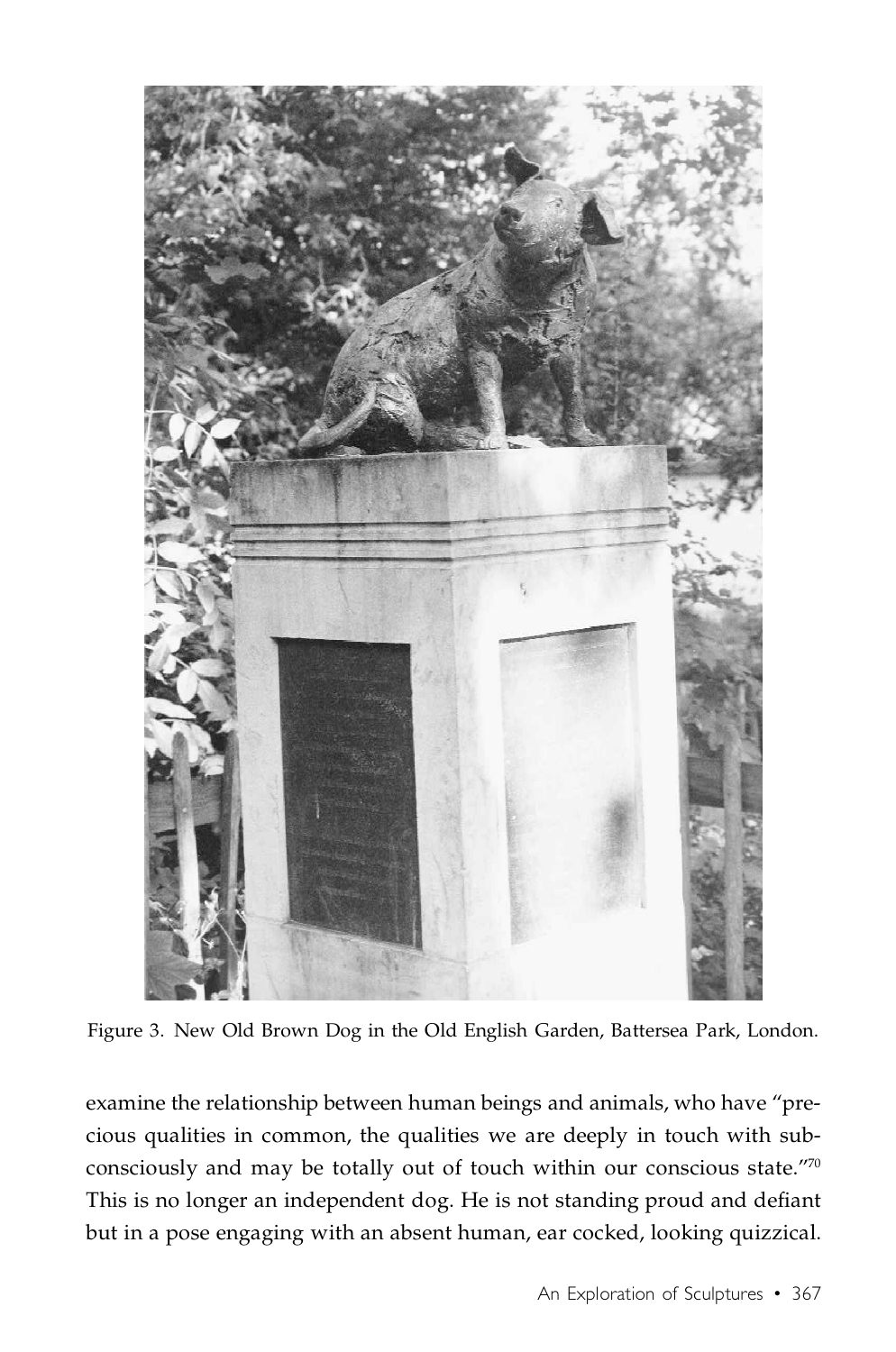Figure 3. New Old Brown Dog in the Old English Garden, Battersea Park, London.

examine the relationship between human beings and animals, who have "precious qualities in common, the qualities we are deeply in touch with subconsciously and may be totally out of touch within our conscious state."[70] This is no longer an independent dog. He is not standing proud and defiant but in a pose engaging with an absent human, ear cocked, looking quizzical.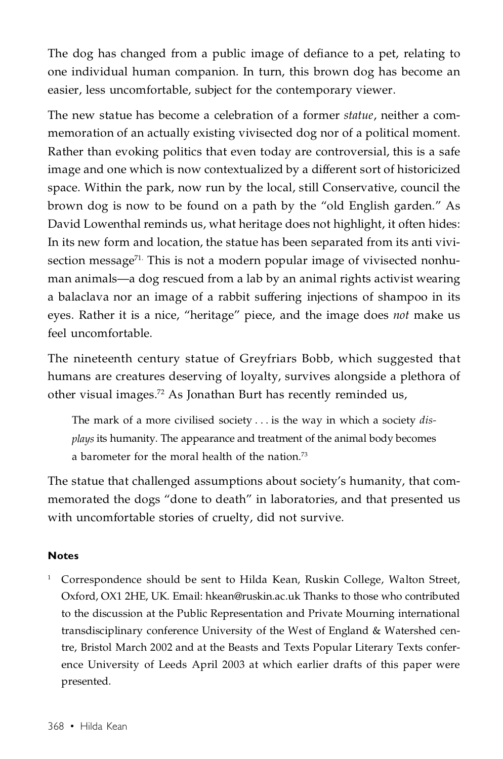The dog has changed from a public image of defiance to a pet, relating to one individual human companion. In turn, this brown dog has become an easier, less uncomfortable, subject for the contemporary viewer.

The new statue has become a celebration of a former *statue*, neither a commemoration of an actually existing vivisected dog nor of a political moment. Rather than evoking politics that even today are controversial, this is a safe image and one which is now contextualized by a different sort of historicized space. Within the park, now run by the local, still Conservative, council the brown dog is now to be found on a path by the "old English garden." As David Lowenthal reminds us, what heritage does not highlight, it often hides: In its new form and location, the statue has been separated from its anti vivisection message[71]. This is not a modern popular image of vivisected nonhuman animals—a dog rescued from a lab by an animal rights activist wearing a balaclava nor an image of a rabbit suffering injections of shampoo in its eyes. Rather it is a nice, "heritage" piece, and the image does *not* make us feel uncomfortable.

The nineteenth century statue of Greyfriars Bobb, which suggested that humans are creatures deserving of loyalty, survives alongside a plethora of other visual images.[72] As Jonathan Burt has recently reminded us,

> The mark of a more civilised society . . . is the way in which a society *displays* its humanity. The appearance and treatment of the animal body becomes a barometer for the moral health of the nation.[73]

The statue that challenged assumptions about society's humanity, that commemorated the dogs "done to death" in laboratories, and that presented us with uncomfortable stories of cruelty, did not survive.

#### Notes

[1] Correspondence should be sent to Hilda Kean, Ruskin College, Walton Street, Oxford, OX1 2HE, UK. Email: hkean@ruskin.ac.uk Thanks to those who contributed to the discussion at the Public Representation and Private Mourning international transdisciplinary conference University of the West of England & Watershed centre, Bristol March 2002 and at the Beasts and Texts Popular Literary Texts conference University of Leeds April 2003 at which earlier drafts of this paper were presented.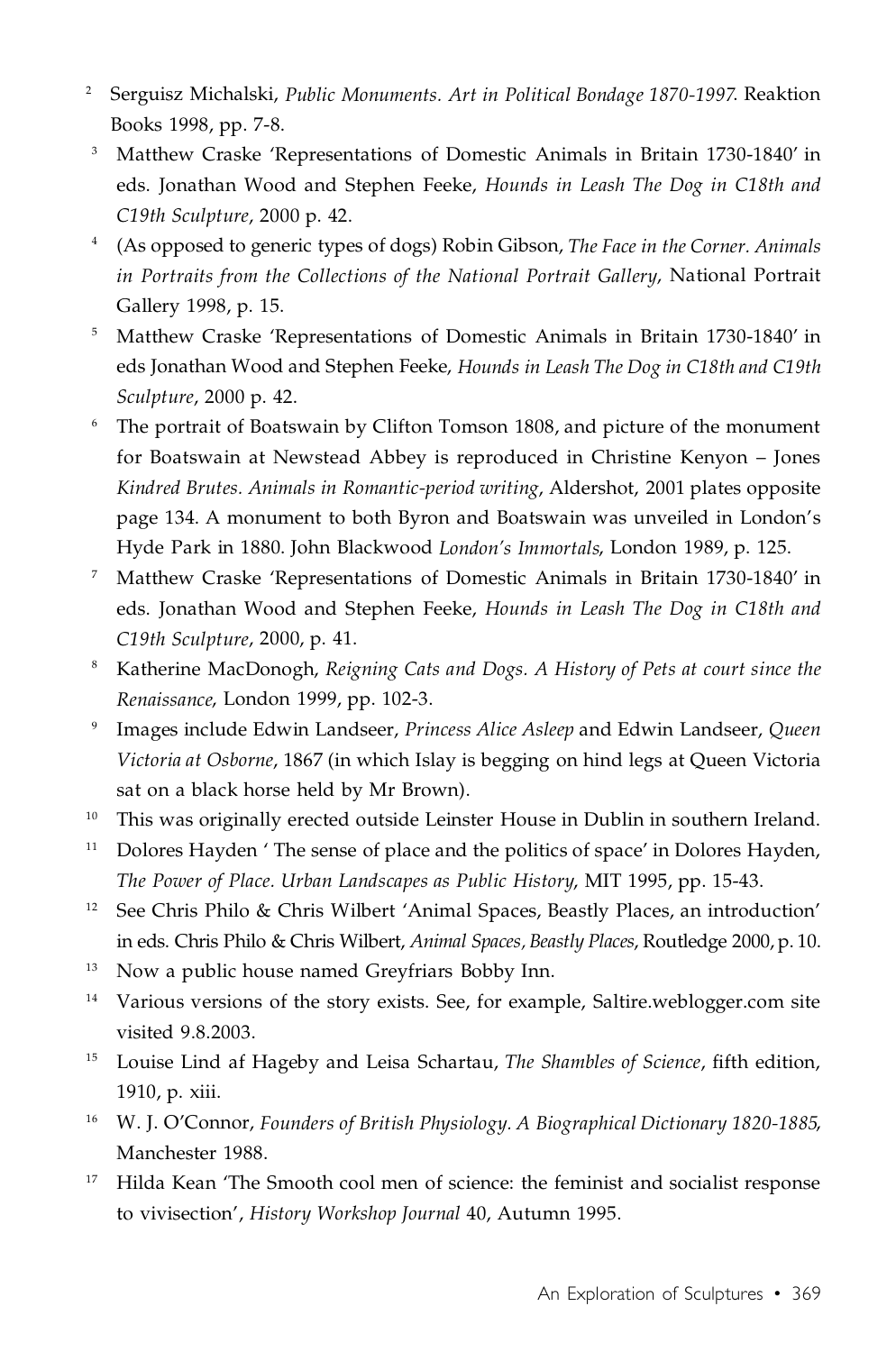[2] Serguisz Michalski, *Public Monuments. Art in Political Bondage 1870-1997*. Reaktion Books 1998, pp. 7-8.

[3] Matthew Craske 'Representations of Domestic Animals in Britain 1730-1840' in eds. Jonathan Wood and Stephen Feeke, *Hounds in Leash The Dog in C18th and C19th Sculpture*, 2000 p. 42.

[4] (As opposed to generic types of dogs) Robin Gibson, *The Face in the Corner. Animals in Portraits from the Collections of the National Portrait Gallery*, National Portrait Gallery 1998, p. 15.

[5] Matthew Craske 'Representations of Domestic Animals in Britain 1730-1840' in eds Jonathan Wood and Stephen Feeke, *Hounds in Leash The Dog in C18th and C19th Sculpture*, 2000 p. 42.

[6] The portrait of Boatswain by Clifton Tomson 1808, and picture of the monument for Boatswain at Newstead Abbey is reproduced in Christine Kenyon – Jones *Kindred Brutes. Animals in Romantic-period writing*, Aldershot, 2001 plates opposite page 134. A monument to both Byron and Boatswain was unveiled in London's Hyde Park in 1880. John Blackwood *London's Immortals*, London 1989, p. 125.

[7] Matthew Craske 'Representations of Domestic Animals in Britain 1730-1840' in eds. Jonathan Wood and Stephen Feeke, *Hounds in Leash The Dog in C18th and C19th Sculpture*, 2000, p. 41.

[8] Katherine MacDonogh, *Reigning Cats and Dogs. A History of Pets at court since the Renaissance*, London 1999, pp. 102-3.

[9] Images include Edwin Landseer, *Princess Alice Asleep* and Edwin Landseer, *Queen Victoria at Osborne*, 1867 (in which Islay is begging on hind legs at Queen Victoria sat on a black horse held by Mr Brown).

[10] This was originally erected outside Leinster House in Dublin in southern Ireland.

[11] Dolores Hayden ' The sense of place and the politics of space' in Dolores Hayden, *The Power of Place. Urban Landscapes as Public History*, MIT 1995, pp. 15-43.

[12] See Chris Philo & Chris Wilbert 'Animal Spaces, Beastly Places, an introduction' in eds. Chris Philo & Chris Wilbert, *Animal Spaces, Beastly Places*, Routledge 2000, p. 10.

[13] Now a public house named Greyfriars Bobby Inn.

[14] Various versions of the story exists. See, for example, Saltire.weblogger.com site visited 9.8.2003.

[15] Louise Lind af Hageby and Leisa Schartau, *The Shambles of Science*, fifth edition, 1910, p. xiii.

[16] W. J. O'Connor, *Founders of British Physiology. A Biographical Dictionary 1820-1885*, Manchester 1988.

[17] Hilda Kean 'The Smooth cool men of science: the feminist and socialist response to vivisection', *History Workshop Journal* 40, Autumn 1995.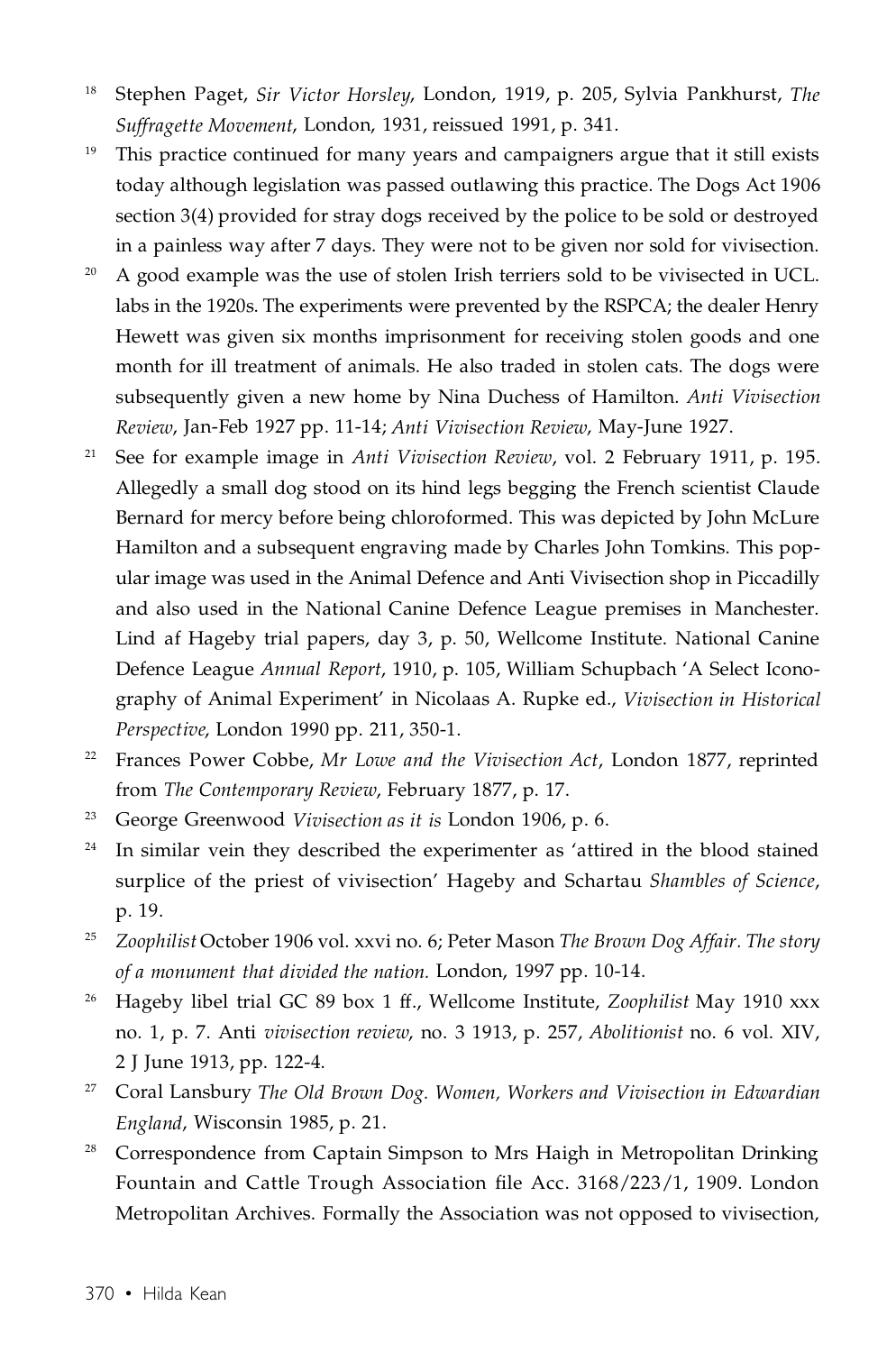[18] Stephen Paget, *Sir Victor Horsley*, London, 1919, p. 205, Sylvia Pankhurst, *The Suffragette Movement*, London, 1931, reissued 1991, p. 341.

[19] This practice continued for many years and campaigners argue that it still exists today although legislation was passed outlawing this practice. The Dogs Act 1906 section 3(4) provided for stray dogs received by the police to be sold or destroyed in a painless way after 7 days. They were not to be given nor sold for vivisection.

[20] A good example was the use of stolen Irish terriers sold to be vivisected in UCL. labs in the 1920s. The experiments were prevented by the RSPCA; the dealer Henry Hewett was given six months imprisonment for receiving stolen goods and one month for ill treatment of animals. He also traded in stolen cats. The dogs were subsequently given a new home by Nina Duchess of Hamilton. *Anti Vivisection Review*, Jan-Feb 1927 pp. 11-14; *Anti Vivisection Review*, May-June 1927.

[21] See for example image in *Anti Vivisection Review*, vol. 2 February 1911, p. 195. Allegedly a small dog stood on its hind legs begging the French scientist Claude Bernard for mercy before being chloroformed. This was depicted by John McLure Hamilton and a subsequent engraving made by Charles John Tomkins. This popular image was used in the Animal Defence and Anti Vivisection shop in Piccadilly and also used in the National Canine Defence League premises in Manchester. Lind af Hageby trial papers, day 3, p. 50, Wellcome Institute. National Canine Defence League *Annual Report*, 1910, p. 105, William Schupbach 'A Select Iconography of Animal Experiment' in Nicolaas A. Rupke ed., *Vivisection in Historical Perspective*, London 1990 pp. 211, 350-1.

[22] Frances Power Cobbe, *Mr Lowe and the Vivisection Act*, London 1877, reprinted from *The Contemporary Review*, February 1877, p. 17.

[23] George Greenwood *Vivisection as it is* London 1906, p. 6.

[24] In similar vein they described the experimenter as 'attired in the blood stained surplice of the priest of vivisection' Hageby and Schartau *Shambles of Science*, p. 19.

[25] *Zoophilist* October 1906 vol. xxvi no. 6; Peter Mason *The Brown Dog Affair. The story of a monument that divided the nation.* London, 1997 pp. 10-14.

[26] Hageby libel trial GC 89 box 1 ff., Wellcome Institute, *Zoophilist* May 1910 xxx no. 1, p. 7. Anti *vivisection review*, no. 3 1913, p. 257, *Abolitionist* no. 6 vol. XIV, 2 J June 1913, pp. 122-4.

[27] Coral Lansbury *The Old Brown Dog. Women, Workers and Vivisection in Edwardian England*, Wisconsin 1985, p. 21.

[28] Correspondence from Captain Simpson to Mrs Haigh in Metropolitan Drinking Fountain and Cattle Trough Association file Acc. 3168/223/1, 1909. London Metropolitan Archives. Formally the Association was not opposed to vivisection,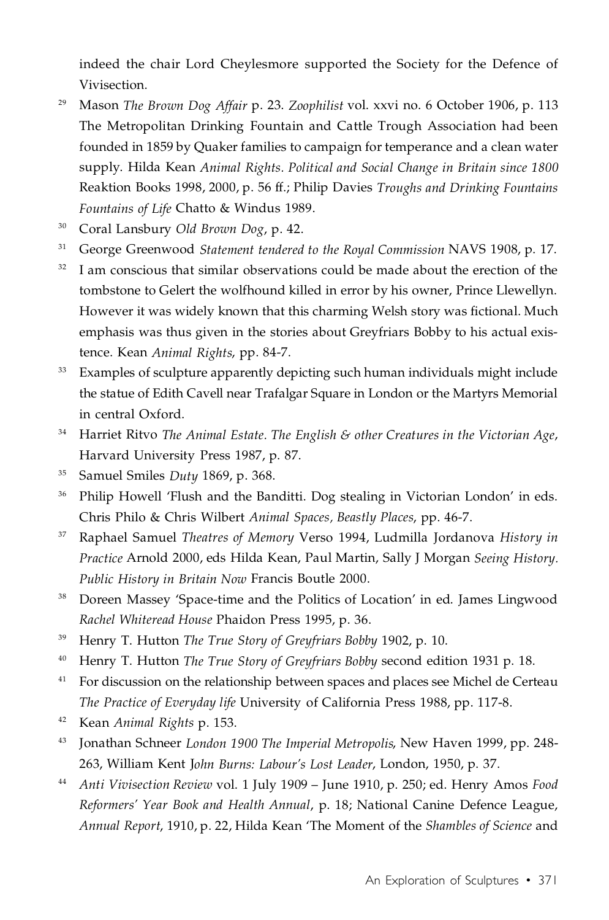indeed the chair Lord Cheylesmore supported the Society for the Defence of Vivisection.

[29] Mason *The Brown Dog Affair* p. 23. *Zoophilist* vol. xxvi no. 6 October 1906, p. 113 The Metropolitan Drinking Fountain and Cattle Trough Association had been founded in 1859 by Quaker families to campaign for temperance and a clean water supply. Hilda Kean *Animal Rights. Political and Social Change in Britain since 1800* Reaktion Books 1998, 2000, p. 56 ff.; Philip Davies *Troughs and Drinking Fountains Fountains of Life* Chatto & Windus 1989.

[30] Coral Lansbury *Old Brown Dog*, p. 42.

[31] George Greenwood *Statement tendered to the Royal Commission* NAVS 1908, p. 17.

[32] I am conscious that similar observations could be made about the erection of the tombstone to Gelert the wolfhound killed in error by his owner, Prince Llewellyn. However it was widely known that this charming Welsh story was fictional. Much emphasis was thus given in the stories about Greyfriars Bobby to his actual existence. Kean *Animal Rights*, pp. 84-7.

[33] Examples of sculpture apparently depicting such human individuals might include the statue of Edith Cavell near Trafalgar Square in London or the Martyrs Memorial in central Oxford.

[34] Harriet Ritvo *The Animal Estate. The English & other Creatures in the Victorian Age*, Harvard University Press 1987, p. 87.

[35] Samuel Smiles *Duty* 1869, p. 368.

[36] Philip Howell 'Flush and the Banditti. Dog stealing in Victorian London' in eds. Chris Philo & Chris Wilbert *Animal Spaces, Beastly Places*, pp. 46-7.

[37] Raphael Samuel *Theatres of Memory* Verso 1994, Ludmilla Jordanova *History in Practice* Arnold 2000, eds Hilda Kean, Paul Martin, Sally J Morgan *Seeing History. Public History in Britain Now* Francis Boutle 2000.

[38] Doreen Massey 'Space-time and the Politics of Location' in ed. James Lingwood *Rachel Whiteread House* Phaidon Press 1995, p. 36.

[39] Henry T. Hutton *The True Story of Greyfriars Bobby* 1902, p. 10.

[40] Henry T. Hutton *The True Story of Greyfriars Bobby* second edition 1931 p. 18.

[41] For discussion on the relationship between spaces and places see Michel de Certeau *The Practice of Everyday life* University of California Press 1988, pp. 117-8.

[42] Kean *Animal Rights* p. 153.

[43] Jonathan Schneer *London 1900 The Imperial Metropolis*, New Haven 1999, pp. 248-263, William Kent J*ohn Burns: Labour's Lost Leader*, London, 1950, p. 37.

[44] *Anti Vivisection Review* vol. 1 July 1909 – June 1910, p. 250; ed. Henry Amos *Food Reformers' Year Book and Health Annual*, p. 18; National Canine Defence League, *Annual Report*, 1910, p. 22, Hilda Kean 'The Moment of the *Shambles of Science* and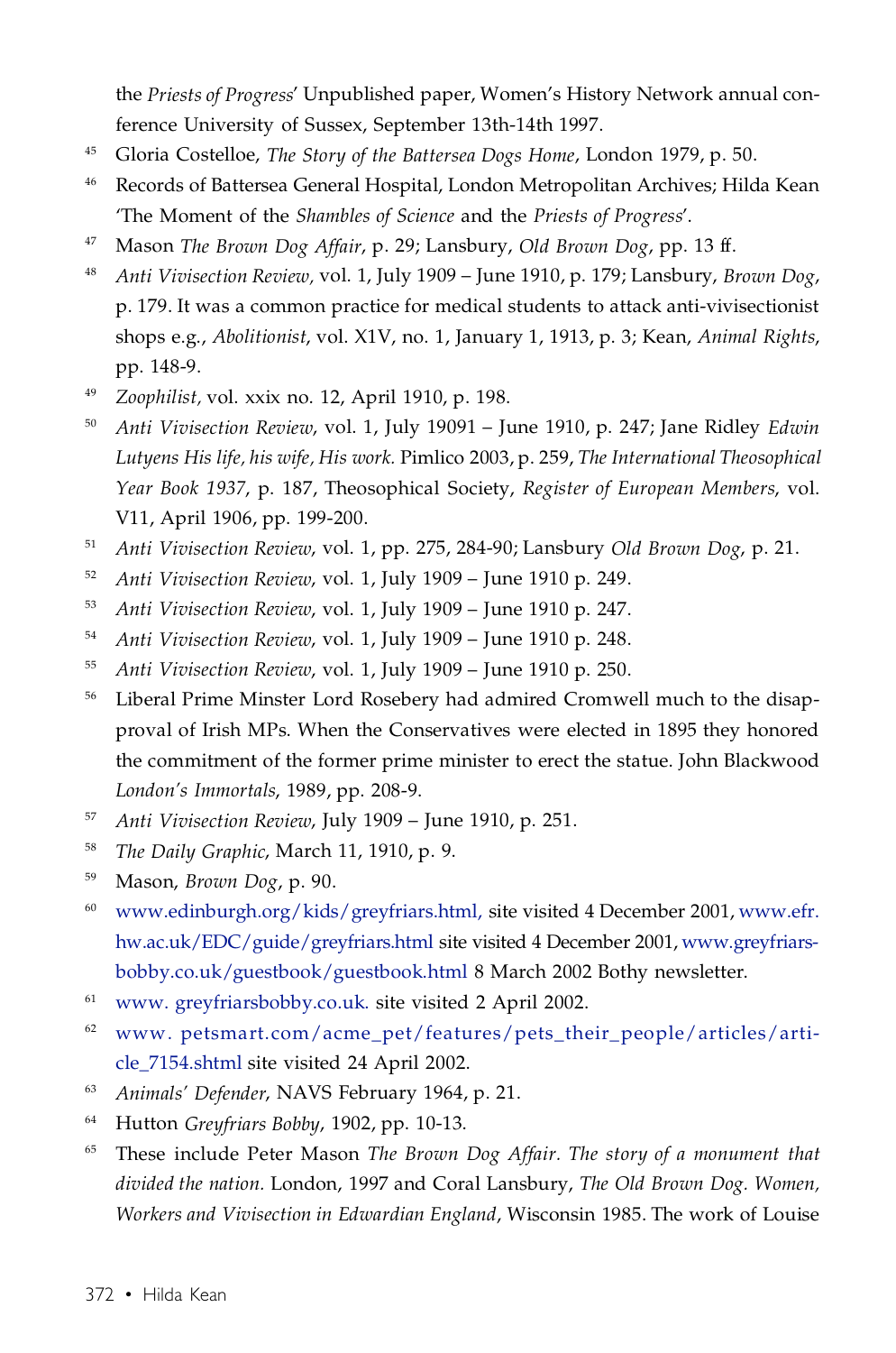the *Priests of Progress*' Unpublished paper, Women's History Network annual conference University of Sussex, September 13th-14th 1997.

45 Gloria Costelloe, *The Story of the Battersea Dogs Home*, London 1979, p. 50.

46 Records of Battersea General Hospital, London Metropolitan Archives; Hilda Kean 'The Moment of the *Shambles of Science* and the *Priests of Progress*'.

47 Mason *The Brown Dog Affair*, p. 29; Lansbury, *Old Brown Dog*, pp. 13 ff.

48 *Anti Vivisection Review*, vol. 1, July 1909 – June 1910, p. 179; Lansbury, *Brown Dog*, p. 179. It was a common practice for medical students to attack anti-vivisectionist shops e.g., *Abolitionist*, vol. X1V, no. 1, January 1, 1913, p. 3; Kean, *Animal Rights*, pp. 148-9.

49 *Zoophilist*, vol. xxix no. 12, April 1910, p. 198.

50 *Anti Vivisection Review*, vol. 1, July 19091 – June 1910, p. 247; Jane Ridley *Edwin Lutyens His life, his wife, His work.* Pimlico 2003, p. 259, *The International Theosophical Year Book 1937*, p. 187, Theosophical Society, *Register of European Members*, vol. V11, April 1906, pp. 199-200.

51 *Anti Vivisection Review*, vol. 1, pp. 275, 284-90; Lansbury *Old Brown Dog*, p. 21.

52 *Anti Vivisection Review*, vol. 1, July 1909 – June 1910 p. 249.

53 *Anti Vivisection Review*, vol. 1, July 1909 – June 1910 p. 247.

54 *Anti Vivisection Review*, vol. 1, July 1909 – June 1910 p. 248.

55 *Anti Vivisection Review*, vol. 1, July 1909 – June 1910 p. 250.

56 Liberal Prime Minster Lord Rosebery had admired Cromwell much to the disapproval of Irish MPs. When the Conservatives were elected in 1895 they honored the commitment of the former prime minister to erect the statue. John Blackwood *London's Immortals*, 1989, pp. 208-9.

57 *Anti Vivisection Review*, July 1909 – June 1910, p. 251.

58 *The Daily Graphic*, March 11, 1910, p. 9.

59 Mason, *Brown Dog*, p. 90.

60 www.edinburgh.org/kids/greyfriars.html, site visited 4 December 2001, www.efr.hw.ac.uk/EDC/guide/greyfriars.html site visited 4 December 2001, www.greyfriarsbobby.co.uk/guestbook/guestbook.html 8 March 2002 Bothy newsletter.

61 www. greyfriarsbobby.co.uk. site visited 2 April 2002.

62 www. petsmart.com/acme_pet/features/pets_their_people/articles/article_7154.shtml site visited 24 April 2002.

63 *Animals' Defender*, NAVS February 1964, p. 21.

64 Hutton *Greyfriars Bobby*, 1902, pp. 10-13.

65 These include Peter Mason *The Brown Dog Affair. The story of a monument that divided the nation.* London, 1997 and Coral Lansbury, *The Old Brown Dog. Women, Workers and Vivisection in Edwardian England*, Wisconsin 1985. The work of Louise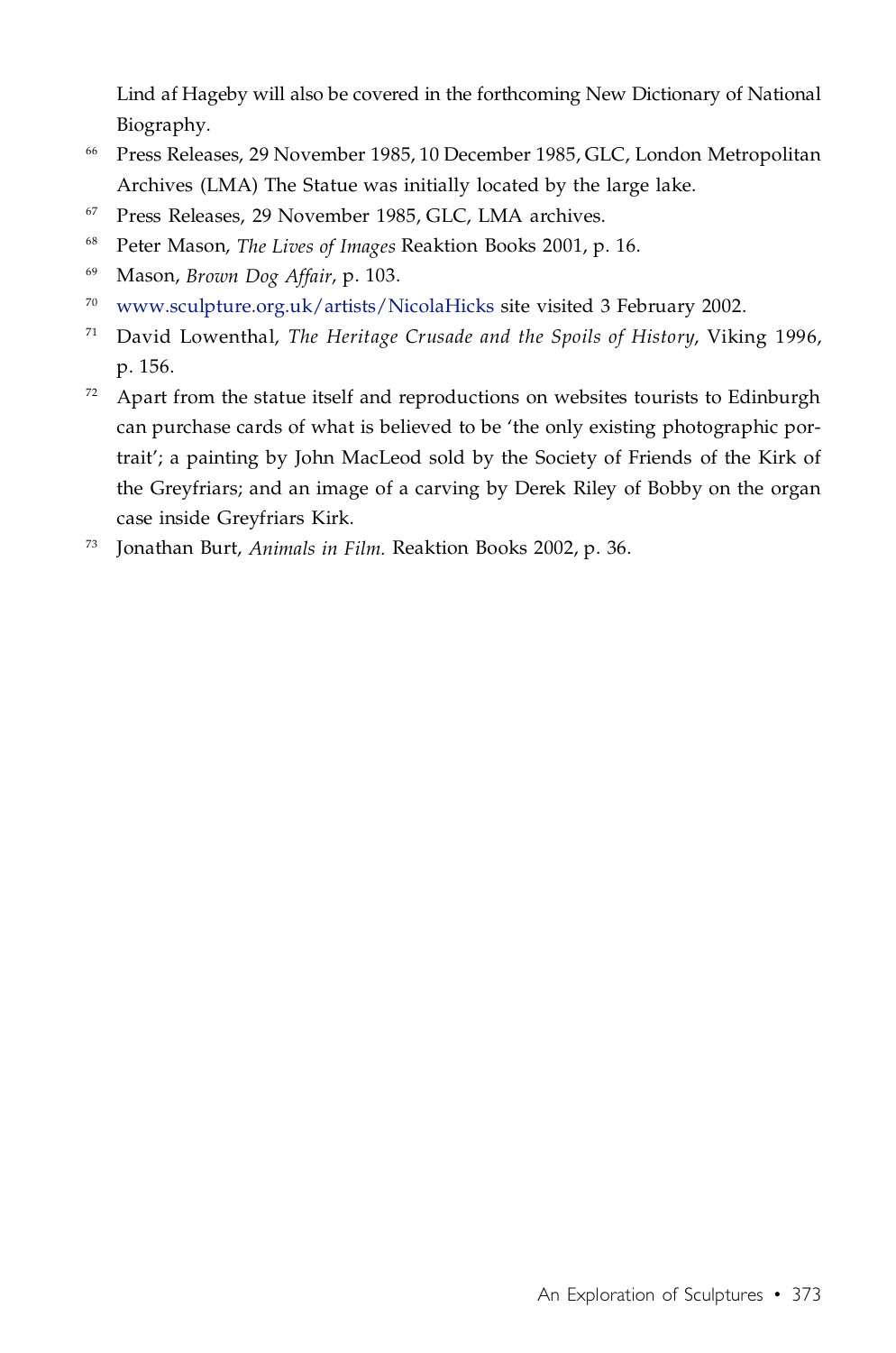Lind af Hageby will also be covered in the forthcoming New Dictionary of National Biography.

66 Press Releases, 29 November 1985, 10 December 1985, GLC, London Metropolitan Archives (LMA) The Statue was initially located by the large lake.

67 Press Releases, 29 November 1985, GLC, LMA archives.

68 Peter Mason, *The Lives of Images* Reaktion Books 2001, p. 16.

69 Mason, *Brown Dog Affair*, p. 103.

70 www.sculpture.org.uk/artists/NicolaHicks site visited 3 February 2002.

71 David Lowenthal, *The Heritage Crusade and the Spoils of History*, Viking 1996, p. 156.

72 Apart from the statue itself and reproductions on websites tourists to Edinburgh can purchase cards of what is believed to be 'the only existing photographic portrait'; a painting by John MacLeod sold by the Society of Friends of the Kirk of the Greyfriars; and an image of a carving by Derek Riley of Bobby on the organ case inside Greyfriars Kirk.

73 Jonathan Burt, *Animals in Film.* Reaktion Books 2002, p. 36.